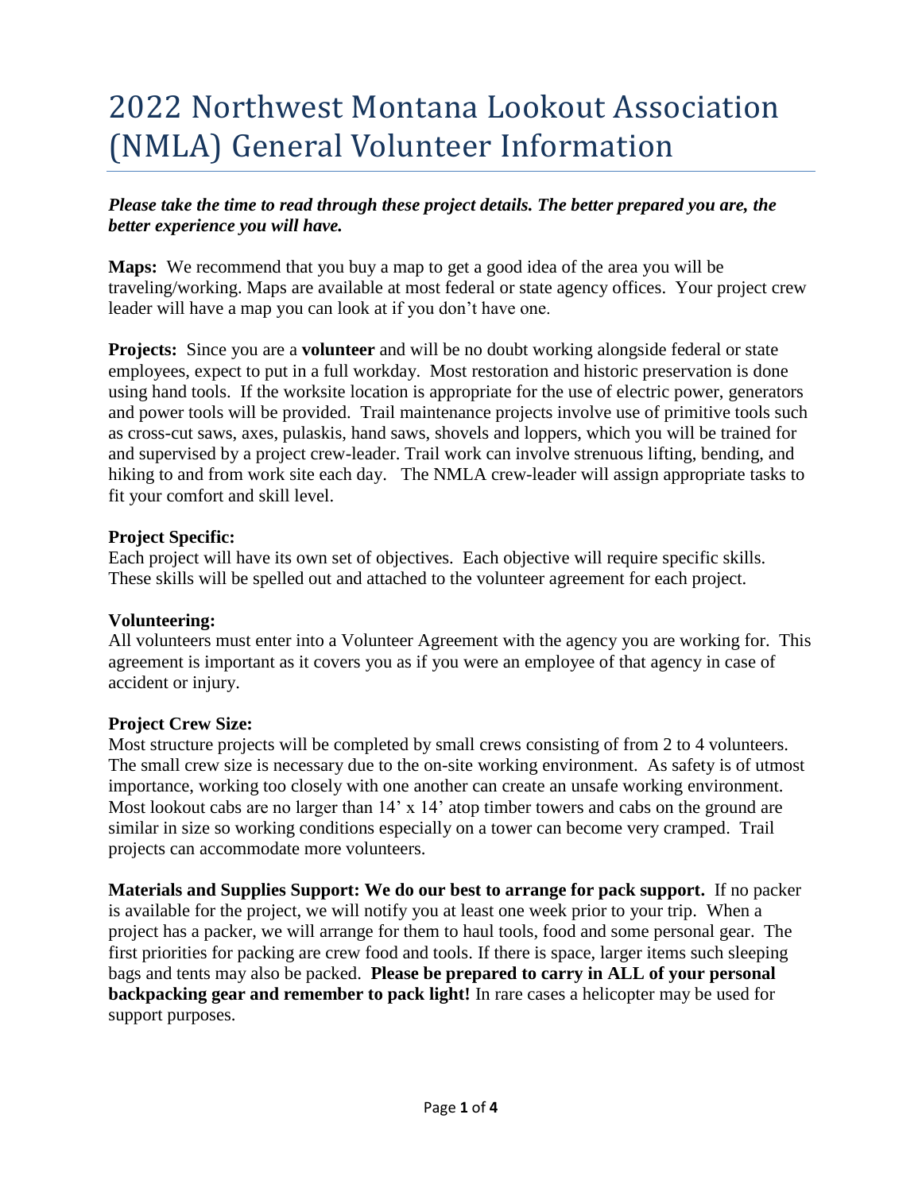# 2022 Northwest Montana Lookout Association (NMLA) General Volunteer Information

***Please take the time to read through these project details. The better prepared you are, the better experience you will have.***

**Maps:** We recommend that you buy a map to get a good idea of the area you will be traveling/working. Maps are available at most federal or state agency offices. Your project crew leader will have a map you can look at if you don't have one.

**Projects:** Since you are a **volunteer** and will be no doubt working alongside federal or state employees, expect to put in a full workday. Most restoration and historic preservation is done using hand tools. If the worksite location is appropriate for the use of electric power, generators and power tools will be provided. Trail maintenance projects involve use of primitive tools such as cross-cut saws, axes, pulaskis, hand saws, shovels and loppers, which you will be trained for and supervised by a project crew-leader. Trail work can involve strenuous lifting, bending, and hiking to and from work site each day. The NMLA crew-leader will assign appropriate tasks to fit your comfort and skill level.

**Project Specific:**
Each project will have its own set of objectives. Each objective will require specific skills. These skills will be spelled out and attached to the volunteer agreement for each project.

**Volunteering:**
All volunteers must enter into a Volunteer Agreement with the agency you are working for. This agreement is important as it covers you as if you were an employee of that agency in case of accident or injury.

**Project Crew Size:**
Most structure projects will be completed by small crews consisting of from 2 to 4 volunteers. The small crew size is necessary due to the on-site working environment. As safety is of utmost importance, working too closely with one another can create an unsafe working environment. Most lookout cabs are no larger than 14' x 14' atop timber towers and cabs on the ground are similar in size so working conditions especially on a tower can become very cramped. Trail projects can accommodate more volunteers.

**Materials and Supplies Support: We do our best to arrange for pack support.** If no packer is available for the project, we will notify you at least one week prior to your trip. When a project has a packer, we will arrange for them to haul tools, food and some personal gear. The first priorities for packing are crew food and tools. If there is space, larger items such sleeping bags and tents may also be packed. **Please be prepared to carry in ALL of your personal backpacking gear and remember to pack light!** In rare cases a helicopter may be used for support purposes.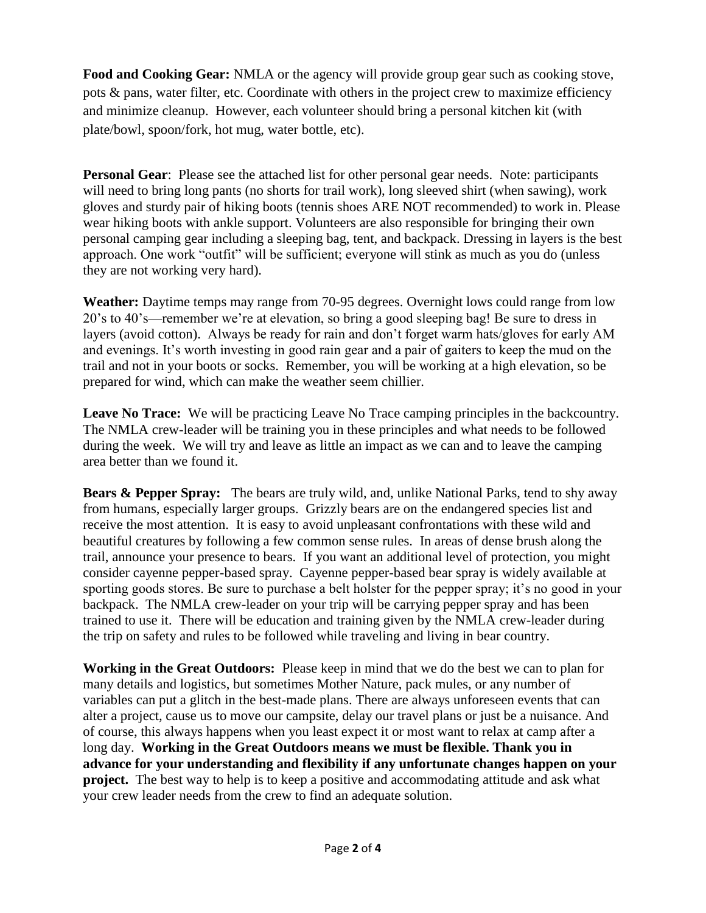**Food and Cooking Gear:** NMLA or the agency will provide group gear such as cooking stove, pots & pans, water filter, etc. Coordinate with others in the project crew to maximize efficiency and minimize cleanup. However, each volunteer should bring a personal kitchen kit (with plate/bowl, spoon/fork, hot mug, water bottle, etc).

**Personal Gear**: Please see the attached list for other personal gear needs. Note: participants will need to bring long pants (no shorts for trail work), long sleeved shirt (when sawing), work gloves and sturdy pair of hiking boots (tennis shoes ARE NOT recommended) to work in. Please wear hiking boots with ankle support. Volunteers are also responsible for bringing their own personal camping gear including a sleeping bag, tent, and backpack. Dressing in layers is the best approach. One work "outfit" will be sufficient; everyone will stink as much as you do (unless they are not working very hard).

**Weather:** Daytime temps may range from 70-95 degrees. Overnight lows could range from low 20's to 40's—remember we're at elevation, so bring a good sleeping bag! Be sure to dress in layers (avoid cotton). Always be ready for rain and don't forget warm hats/gloves for early AM and evenings. It's worth investing in good rain gear and a pair of gaiters to keep the mud on the trail and not in your boots or socks. Remember, you will be working at a high elevation, so be prepared for wind, which can make the weather seem chillier.

**Leave No Trace:** We will be practicing Leave No Trace camping principles in the backcountry. The NMLA crew-leader will be training you in these principles and what needs to be followed during the week. We will try and leave as little an impact as we can and to leave the camping area better than we found it.

**Bears & Pepper Spray:** The bears are truly wild, and, unlike National Parks, tend to shy away from humans, especially larger groups. Grizzly bears are on the endangered species list and receive the most attention. It is easy to avoid unpleasant confrontations with these wild and beautiful creatures by following a few common sense rules. In areas of dense brush along the trail, announce your presence to bears. If you want an additional level of protection, you might consider cayenne pepper-based spray. Cayenne pepper-based bear spray is widely available at sporting goods stores. Be sure to purchase a belt holster for the pepper spray; it's no good in your backpack. The NMLA crew-leader on your trip will be carrying pepper spray and has been trained to use it. There will be education and training given by the NMLA crew-leader during the trip on safety and rules to be followed while traveling and living in bear country.

**Working in the Great Outdoors:** Please keep in mind that we do the best we can to plan for many details and logistics, but sometimes Mother Nature, pack mules, or any number of variables can put a glitch in the best-made plans. There are always unforeseen events that can alter a project, cause us to move our campsite, delay our travel plans or just be a nuisance. And of course, this always happens when you least expect it or most want to relax at camp after a long day. **Working in the Great Outdoors means we must be flexible. Thank you in advance for your understanding and flexibility if any unfortunate changes happen on your project.** The best way to help is to keep a positive and accommodating attitude and ask what your crew leader needs from the crew to find an adequate solution.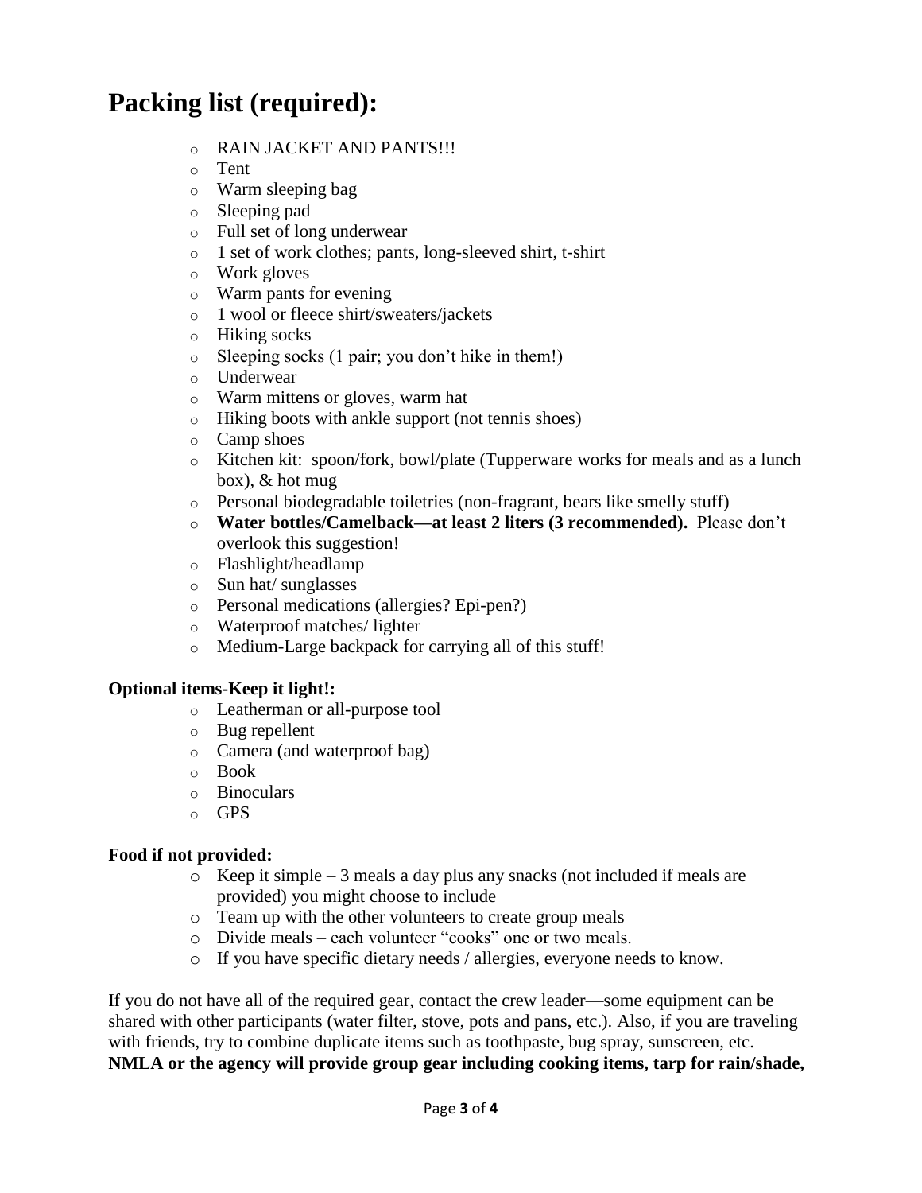# Packing list (required):

- RAIN JACKET AND PANTS!!!
- Tent
- Warm sleeping bag
- Sleeping pad
- Full set of long underwear
- 1 set of work clothes; pants, long-sleeved shirt, t-shirt
- Work gloves
- Warm pants for evening
- 1 wool or fleece shirt/sweaters/jackets
- Hiking socks
- Sleeping socks (1 pair; you don't hike in them!)
- Underwear
- Warm mittens or gloves, warm hat
- Hiking boots with ankle support (not tennis shoes)
- Camp shoes
- Kitchen kit: spoon/fork, bowl/plate (Tupperware works for meals and as a lunch box), & hot mug
- Personal biodegradable toiletries (non-fragrant, bears like smelly stuff)
- **Water bottles/Camelback—at least 2 liters (3 recommended).** Please don't overlook this suggestion!
- Flashlight/headlamp
- Sun hat/ sunglasses
- Personal medications (allergies? Epi-pen?)
- Waterproof matches/ lighter
- Medium-Large backpack for carrying all of this stuff!

**Optional items-Keep it light!:**

- Leatherman or all-purpose tool
- Bug repellent
- Camera (and waterproof bag)
- Book
- Binoculars
- GPS

**Food if not provided:**

- Keep it simple – 3 meals a day plus any snacks (not included if meals are provided) you might choose to include
- Team up with the other volunteers to create group meals
- Divide meals – each volunteer "cooks" one or two meals.
- If you have specific dietary needs / allergies, everyone needs to know.

If you do not have all of the required gear, contact the crew leader—some equipment can be shared with other participants (water filter, stove, pots and pans, etc.). Also, if you are traveling with friends, try to combine duplicate items such as toothpaste, bug spray, sunscreen, etc. **NMLA or the agency will provide group gear including cooking items, tarp for rain/shade,**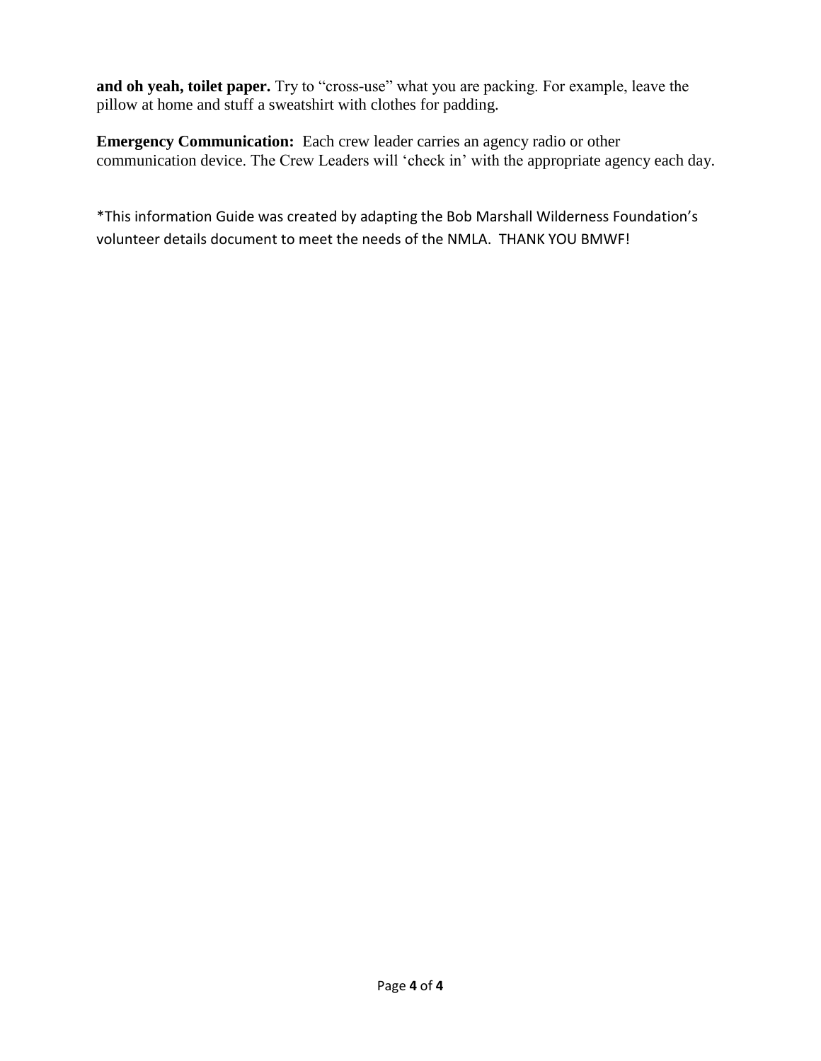**and oh yeah, toilet paper.** Try to "cross-use" what you are packing. For example, leave the pillow at home and stuff a sweatshirt with clothes for padding.

**Emergency Communication:** Each crew leader carries an agency radio or other communication device. The Crew Leaders will 'check in' with the appropriate agency each day.

*This information Guide was created by adapting the Bob Marshall Wilderness Foundation's volunteer details document to meet the needs of the NMLA. THANK YOU BMWF!